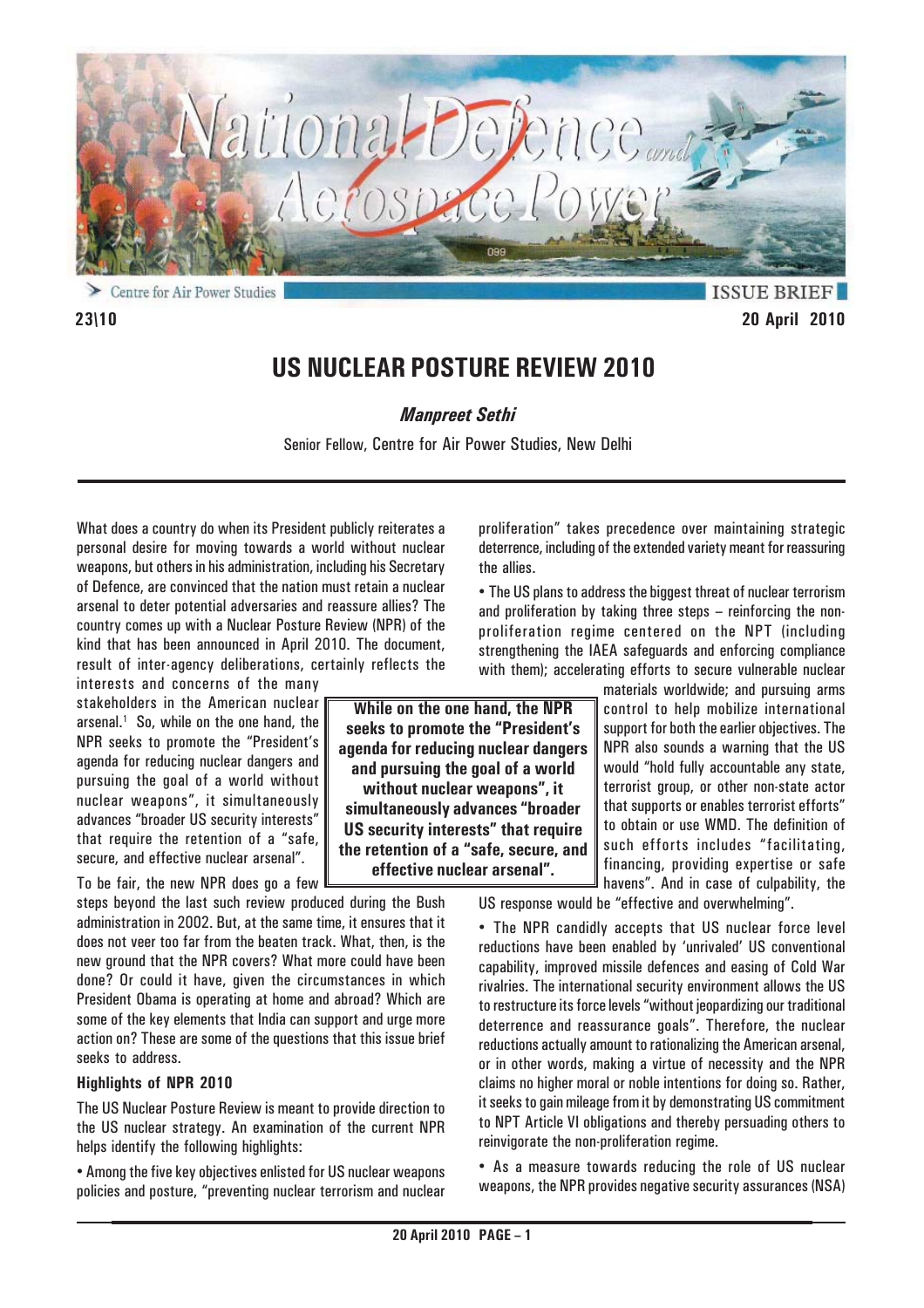ISSUE BRIEF

23\10

20 April 2010

# US NUCLEAR POSTURE REVIEW 2010

***Manpreet Sethi***

Senior Fellow, Centre for Air Power Studies, New Delhi

What does a country do when its President publicly reiterates a personal desire for moving towards a world without nuclear weapons, but others in his administration, including his Secretary of Defence, are convinced that the nation must retain a nuclear arsenal to deter potential adversaries and reassure allies? The country comes up with a Nuclear Posture Review (NPR) of the kind that has been announced in April 2010. The document, result of inter-agency deliberations, certainly reflects the interests and concerns of the many stakeholders in the American nuclear arsenal.[1] So, while on the one hand, the NPR seeks to promote the "President's agenda for reducing nuclear dangers and pursuing the goal of a world without nuclear weapons", it simultaneously advances "broader US security interests" that require the retention of a "safe, secure, and effective nuclear arsenal".

> **While on the one hand, the NPR seeks to promote the "President's agenda for reducing nuclear dangers and pursuing the goal of a world without nuclear weapons", it simultaneously advances "broader US security interests" that require the retention of a "safe, secure, and effective nuclear arsenal".**

To be fair, the new NPR does go a few steps beyond the last such review produced during the Bush administration in 2002. But, at the same time, it ensures that it does not veer too far from the beaten track. What, then, is the new ground that the NPR covers? What more could have been done? Or could it have, given the circumstances in which President Obama is operating at home and abroad? Which are some of the key elements that India can support and urge more action on? These are some of the questions that this issue brief seeks to address.

### Highlights of NPR 2010

The US Nuclear Posture Review is meant to provide direction to the US nuclear strategy. An examination of the current NPR helps identify the following highlights:

- Among the five key objectives enlisted for US nuclear weapons policies and posture, "preventing nuclear terrorism and nuclear proliferation" takes precedence over maintaining strategic deterrence, including of the extended variety meant for reassuring the allies.

- The US plans to address the biggest threat of nuclear terrorism and proliferation by taking three steps – reinforcing the non-proliferation regime centered on the NPT (including strengthening the IAEA safeguards and enforcing compliance with them); accelerating efforts to secure vulnerable nuclear materials worldwide; and pursuing arms control to help mobilize international support for both the earlier objectives. The NPR also sounds a warning that the US would "hold fully accountable any state, terrorist group, or other non-state actor that supports or enables terrorist efforts" to obtain or use WMD. The definition of such efforts includes "facilitating, financing, providing expertise or safe havens". And in case of culpability, the US response would be "effective and overwhelming".

- The NPR candidly accepts that US nuclear force level reductions have been enabled by 'unrivaled' US conventional capability, improved missile defences and easing of Cold War rivalries. The international security environment allows the US to restructure its force levels "without jeopardizing our traditional deterrence and reassurance goals". Therefore, the nuclear reductions actually amount to rationalizing the American arsenal, or in other words, making a virtue of necessity and the NPR claims no higher moral or noble intentions for doing so. Rather, it seeks to gain mileage from it by demonstrating US commitment to NPT Article VI obligations and thereby persuading others to reinvigorate the non-proliferation regime.

- As a measure towards reducing the role of US nuclear weapons, the NPR provides negative security assurances (NSA)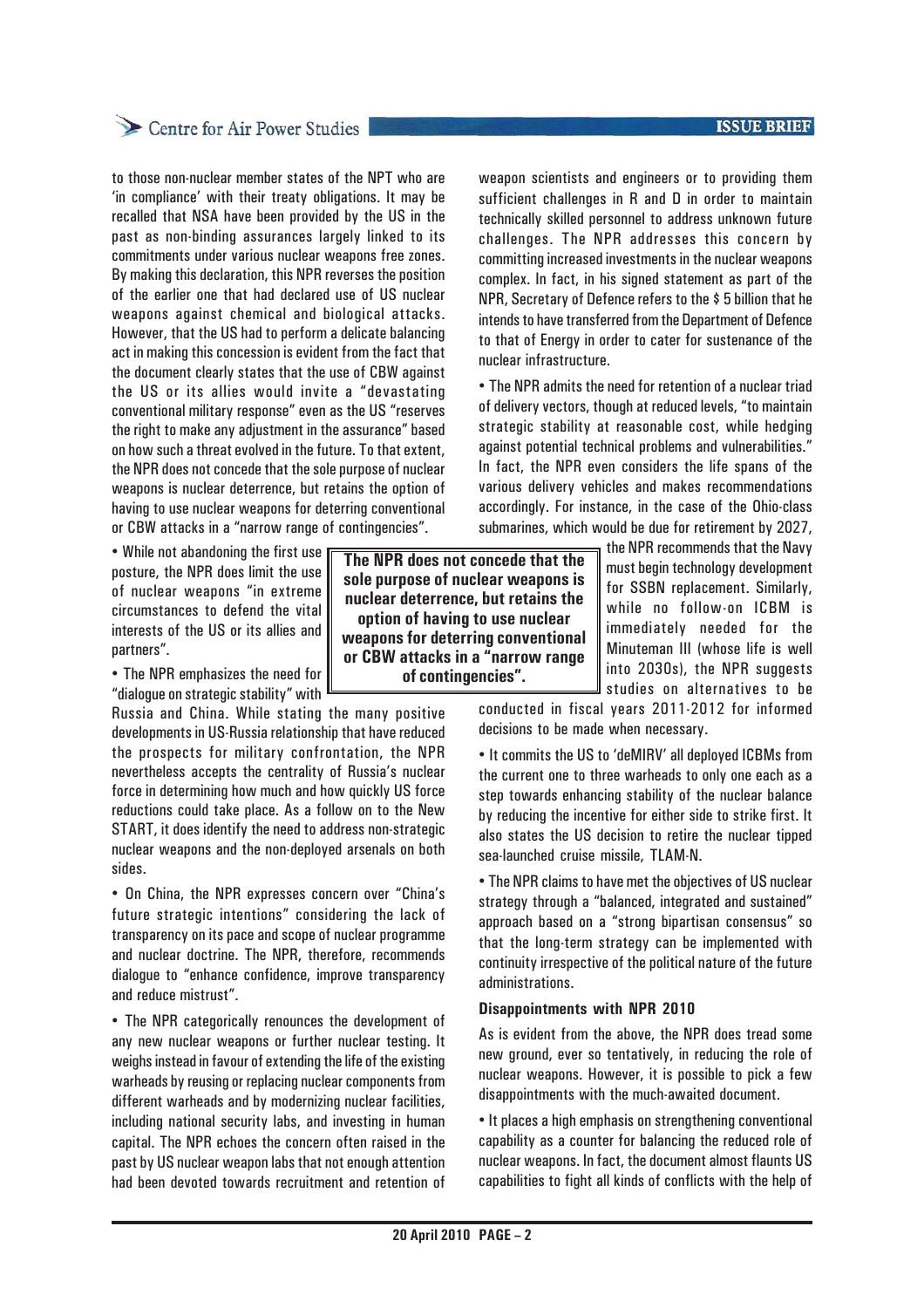to those non-nuclear member states of the NPT who are 'in compliance' with their treaty obligations. It may be recalled that NSA have been provided by the US in the past as non-binding assurances largely linked to its commitments under various nuclear weapons free zones. By making this declaration, this NPR reverses the position of the earlier one that had declared use of US nuclear weapons against chemical and biological attacks. However, that the US had to perform a delicate balancing act in making this concession is evident from the fact that the document clearly states that the use of CBW against the US or its allies would invite a "devastating conventional military response" even as the US "reserves the right to make any adjustment in the assurance" based on how such a threat evolved in the future. To that extent, the NPR does not concede that the sole purpose of nuclear weapons is nuclear deterrence, but retains the option of having to use nuclear weapons for deterring conventional or CBW attacks in a "narrow range of contingencies".

- While not abandoning the first use posture, the NPR does limit the use of nuclear weapons "in extreme circumstances to defend the vital interests of the US or its allies and partners".
- The NPR emphasizes the need for "dialogue on strategic stability" with Russia and China. While stating the many positive developments in US-Russia relationship that have reduced the prospects for military confrontation, the NPR nevertheless accepts the centrality of Russia's nuclear force in determining how much and how quickly US force reductions could take place. As a follow on to the New START, it does identify the need to address non-strategic nuclear weapons and the non-deployed arsenals on both sides.
- On China, the NPR expresses concern over "China's future strategic intentions" considering the lack of transparency on its pace and scope of nuclear programme and nuclear doctrine. The NPR, therefore, recommends dialogue to "enhance confidence, improve transparency and reduce mistrust".
- The NPR categorically renounces the development of any new nuclear weapons or further nuclear testing. It weighs instead in favour of extending the life of the existing warheads by reusing or replacing nuclear components from different warheads and by modernizing nuclear facilities, including national security labs, and investing in human capital. The NPR echoes the concern often raised in the past by US nuclear weapon labs that not enough attention had been devoted towards recruitment and retention of weapon scientists and engineers or to providing them sufficient challenges in R and D in order to maintain technically skilled personnel to address unknown future challenges. The NPR addresses this concern by committing increased investments in the nuclear weapons complex. In fact, in his signed statement as part of the NPR, Secretary of Defence refers to the $ 5 billion that he intends to have transferred from the Department of Defence to that of Energy in order to cater for sustenance of the nuclear infrastructure.
- The NPR admits the need for retention of a nuclear triad of delivery vectors, though at reduced levels, "to maintain strategic stability at reasonable cost, while hedging against potential technical problems and vulnerabilities." In fact, the NPR even considers the life spans of the various delivery vehicles and makes recommendations accordingly. For instance, in the case of the Ohio-class submarines, which would be due for retirement by 2027, the NPR recommends that the Navy must begin technology development for SSBN replacement. Similarly, while no follow-on ICBM is immediately needed for the Minuteman III (whose life is well into 2030s), the NPR suggests studies on alternatives to be conducted in fiscal years 2011-2012 for informed decisions to be made when necessary.

**The NPR does not concede that the sole purpose of nuclear weapons is nuclear deterrence, but retains the option of having to use nuclear weapons for deterring conventional or CBW attacks in a "narrow range of contingencies".**

- It commits the US to 'deMIRV' all deployed ICBMs from the current one to three warheads to only one each as a step towards enhancing stability of the nuclear balance by reducing the incentive for either side to strike first. It also states the US decision to retire the nuclear tipped sea-launched cruise missile, TLAM-N.
- The NPR claims to have met the objectives of US nuclear strategy through a "balanced, integrated and sustained" approach based on a "strong bipartisan consensus" so that the long-term strategy can be implemented with continuity irrespective of the political nature of the future administrations.

### Disappointments with NPR 2010

As is evident from the above, the NPR does tread some new ground, ever so tentatively, in reducing the role of nuclear weapons. However, it is possible to pick a few disappointments with the much-awaited document.

- It places a high emphasis on strengthening conventional capability as a counter for balancing the reduced role of nuclear weapons. In fact, the document almost flaunts US capabilities to fight all kinds of conflicts with the help of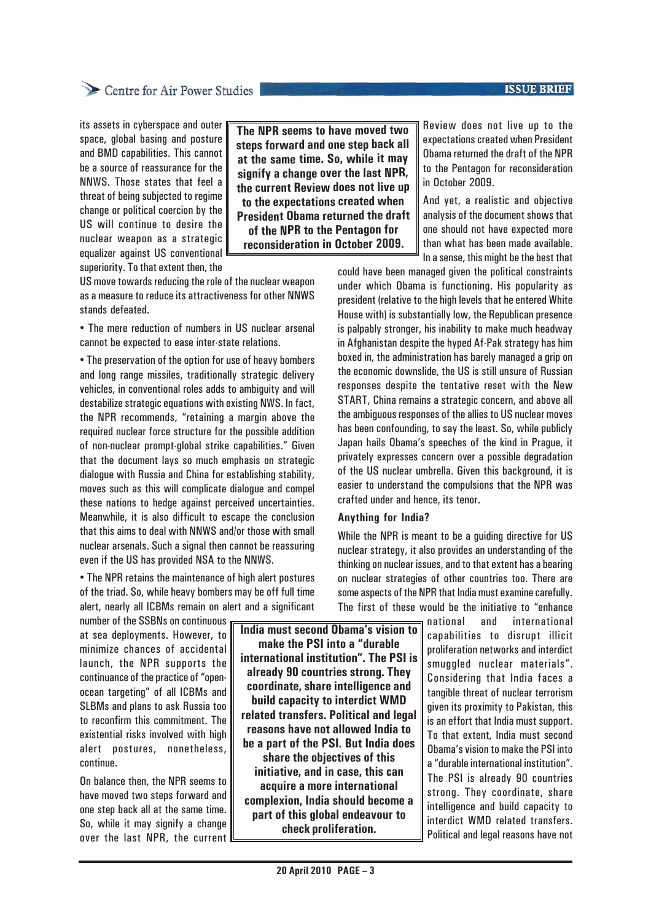its assets in cyberspace and outer space, global basing and posture and BMD capabilities. This cannot be a source of reassurance for the NNWS. Those states that feel a threat of being subjected to regime change or political coercion by the US will continue to desire the nuclear weapon as a strategic equalizer against US conventional superiority. To that extent then, the US move towards reducing the role of the nuclear weapon as a measure to reduce its attractiveness for other NNWS stands defeated.

**The NPR seems to have moved two steps forward and one step back all at the same time. So, while it may signify a change over the last NPR, the current Review does not live up to the expectations created when President Obama returned the draft of the NPR to the Pentagon for reconsideration in October 2009.**

• The mere reduction of numbers in US nuclear arsenal cannot be expected to ease inter-state relations.

• The preservation of the option for use of heavy bombers and long range missiles, traditionally strategic delivery vehicles, in conventional roles adds to ambiguity and will destabilize strategic equations with existing NWS. In fact, the NPR recommends, "retaining a margin above the required nuclear force structure for the possible addition of non-nuclear prompt-global strike capabilities." Given that the document lays so much emphasis on strategic dialogue with Russia and China for establishing stability, moves such as this will complicate dialogue and compel these nations to hedge against perceived uncertainties. Meanwhile, it is also difficult to escape the conclusion that this aims to deal with NNWS and/or those with small nuclear arsenals. Such a signal then cannot be reassuring even if the US has provided NSA to the NNWS.

• The NPR retains the maintenance of high alert postures of the triad. So, while heavy bombers may be off full time alert, nearly all ICBMs remain on alert and a significant number of the SSBNs on continuous at sea deployments. However, to minimize chances of accidental launch, the NPR supports the continuance of the practice of "open-ocean targeting" of all ICBMs and SLBMs and plans to ask Russia too to reconfirm this commitment. The existential risks involved with high alert postures, nonetheless, continue.

On balance then, the NPR seems to have moved two steps forward and one step back all at the same time. So, while it may signify a change over the last NPR, the current Review does not live up to the expectations created when President Obama returned the draft of the NPR to the Pentagon for reconsideration in October 2009.

And yet, a realistic and objective analysis of the document shows that one should not have expected more than what has been made available. In a sense, this might be the best that could have been managed given the political constraints under which Obama is functioning. His popularity as president (relative to the high levels that he entered White House with) is substantially low, the Republican presence is palpably stronger, his inability to make much headway in Afghanistan despite the hyped Af-Pak strategy has him boxed in, the administration has barely managed a grip on the economic downslide, the US is still unsure of Russian responses despite the tentative reset with the New START, China remains a strategic concern, and above all the ambiguous responses of the allies to US nuclear moves has been confounding, to say the least. So, while publicly Japan hails Obama's speeches of the kind in Prague, it privately expresses concern over a possible degradation of the US nuclear umbrella. Given this background, it is easier to understand the compulsions that the NPR was crafted under and hence, its tenor.

### Anything for India?

While the NPR is meant to be a guiding directive for US nuclear strategy, it also provides an understanding of the thinking on nuclear issues, and to that extent has a bearing on nuclear strategies of other countries too. There are some aspects of the NPR that India must examine carefully. The first of these would be the initiative to "enhance national and international capabilities to disrupt illicit proliferation networks and interdict smuggled nuclear materials". Considering that India faces a tangible threat of nuclear terrorism given its proximity to Pakistan, this is an effort that India must support. To that extent, India must second Obama's vision to make the PSI into a "durable international institution". The PSI is already 90 countries strong. They coordinate, share intelligence and build capacity to interdict WMD related transfers. Political and legal reasons have not

**India must second Obama's vision to make the PSI into a "durable international institution". The PSI is already 90 countries strong. They coordinate, share intelligence and build capacity to interdict WMD related transfers. Political and legal reasons have not allowed India to be a part of the PSI. But India does share the objectives of this initiative, and in case, this can acquire a more international complexion, India should become a part of this global endeavour to check proliferation.**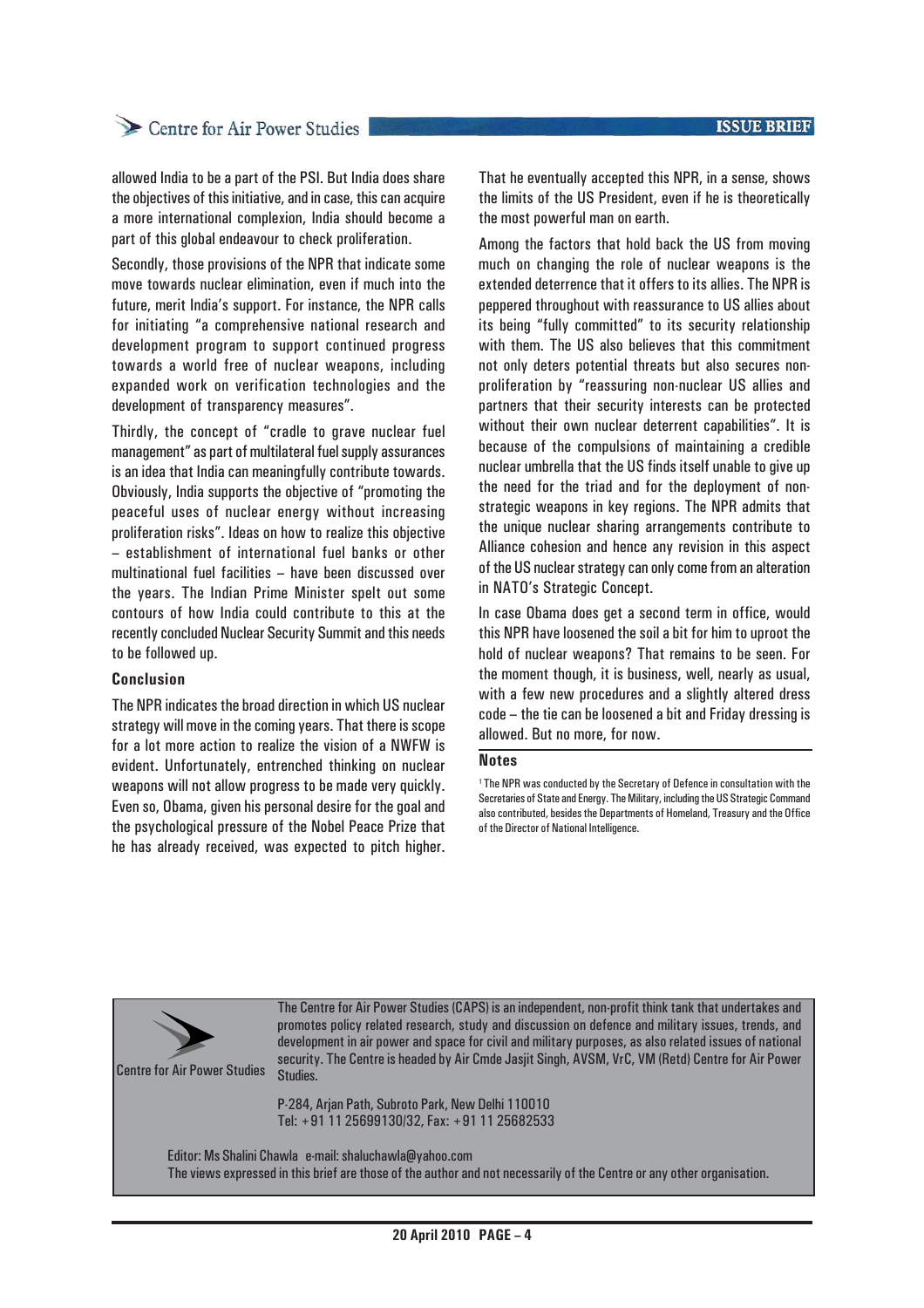allowed India to be a part of the PSI. But India does share the objectives of this initiative, and in case, this can acquire a more international complexion, India should become a part of this global endeavour to check proliferation.

Secondly, those provisions of the NPR that indicate some move towards nuclear elimination, even if much into the future, merit India's support. For instance, the NPR calls for initiating "a comprehensive national research and development program to support continued progress towards a world free of nuclear weapons, including expanded work on verification technologies and the development of transparency measures".

Thirdly, the concept of "cradle to grave nuclear fuel management" as part of multilateral fuel supply assurances is an idea that India can meaningfully contribute towards. Obviously, India supports the objective of "promoting the peaceful uses of nuclear energy without increasing proliferation risks". Ideas on how to realize this objective – establishment of international fuel banks or other multinational fuel facilities – have been discussed over the years. The Indian Prime Minister spelt out some contours of how India could contribute to this at the recently concluded Nuclear Security Summit and this needs to be followed up.

## Conclusion

The NPR indicates the broad direction in which US nuclear strategy will move in the coming years. That there is scope for a lot more action to realize the vision of a NWFW is evident. Unfortunately, entrenched thinking on nuclear weapons will not allow progress to be made very quickly. Even so, Obama, given his personal desire for the goal and the psychological pressure of the Nobel Peace Prize that he has already received, was expected to pitch higher. That he eventually accepted this NPR, in a sense, shows the limits of the US President, even if he is theoretically the most powerful man on earth.

Among the factors that hold back the US from moving much on changing the role of nuclear weapons is the extended deterrence that it offers to its allies. The NPR is peppered throughout with reassurance to US allies about its being "fully committed" to its security relationship with them. The US also believes that this commitment not only deters potential threats but also secures non-proliferation by "reassuring non-nuclear US allies and partners that their security interests can be protected without their own nuclear deterrent capabilities". It is because of the compulsions of maintaining a credible nuclear umbrella that the US finds itself unable to give up the need for the triad and for the deployment of non-strategic weapons in key regions. The NPR admits that the unique nuclear sharing arrangements contribute to Alliance cohesion and hence any revision in this aspect of the US nuclear strategy can only come from an alteration in NATO's Strategic Concept.

In case Obama does get a second term in office, would this NPR have loosened the soil a bit for him to uproot the hold of nuclear weapons? That remains to be seen. For the moment though, it is business, well, nearly as usual, with a few new procedures and a slightly altered dress code – the tie can be loosened a bit and Friday dressing is allowed. But no more, for now.

### Notes

[1] The NPR was conducted by the Secretary of Defence in consultation with the Secretaries of State and Energy. The Military, including the US Strategic Command also contributed, besides the Departments of Homeland, Treasury and the Office of the Director of National Intelligence.

---

Centre for Air Power Studies

The Centre for Air Power Studies (CAPS) is an independent, non-profit think tank that undertakes and promotes policy related research, study and discussion on defence and military issues, trends, and development in air power and space for civil and military purposes, as also related issues of national security. The Centre is headed by Air Cmde Jasjit Singh, AVSM, VrC, VM (Retd) Centre for Air Power Studies.

P-284, Arjan Path, Subroto Park, New Delhi 110010
Tel: +91 11 25699130/32, Fax: +91 11 25682533

Editor: Ms Shalini Chawla e-mail: shaluchawla@yahoo.com
The views expressed in this brief are those of the author and not necessarily of the Centre or any other organisation.